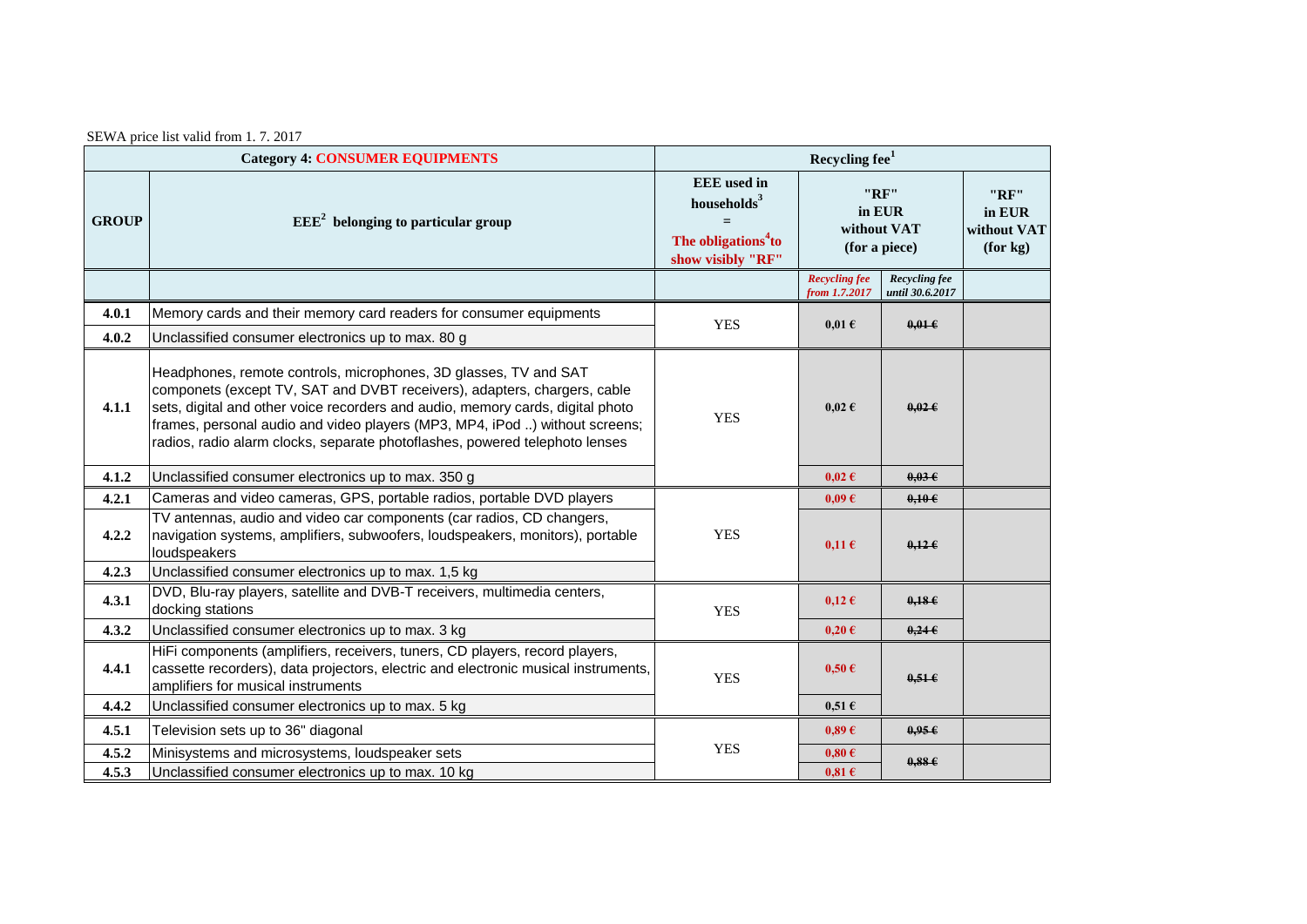SEWA price list valid from 1. 7. 2017

| GROUP | EEE[2] belonging to particular group | EEE used in households[3] = The obligations[4] to show visibly "RF" | "RF" in EUR without VAT (for a piece) | | "RF" in EUR without VAT (for kg) |
|---|---|---|---|---|---|
| **Category 4: CONSUMER EQUIPMENTS** | | **Recycling fee[1]** | | | |
| | | | *Recycling fee from 1.7.2017* | *Recycling fee until 30.6.2017* | |
| **4.0.1** | Memory cards and their memory card readers for consumer equipments | YES | 0,01 € | ~~0,01 €~~ | |
| **4.0.2** | Unclassified consumer electronics up to max. 80 g | | | | |
| **4.1.1** | Headphones, remote controls, microphones, 3D glasses, TV and SAT componets (except TV, SAT and DVBT receivers), adapters, chargers, cable sets, digital and other voice recorders and audio, memory cards, digital photo frames, personal audio and video players (MP3, MP4, iPod ..) without screens; radios, radio alarm clocks, separate photoflashes, powered telephoto lenses | YES | 0,02 € | ~~0,02 €~~ | |
| **4.1.2** | Unclassified consumer electronics up to max. 350 g | | 0,02 € | ~~0,03 €~~ | |
| **4.2.1** | Cameras and video cameras, GPS, portable radios, portable DVD players | YES | 0,09 € | ~~0,10 €~~ | |
| **4.2.2** | TV antennas, audio and video car components (car radios, CD changers, navigation systems, amplifiers, subwoofers, loudspeakers, monitors), portable loudspeakers | | 0,11 € | ~~0,12 €~~ | |
| **4.2.3** | Unclassified consumer electronics up to max. 1,5 kg | | | | |
| **4.3.1** | DVD, Blu-ray players, satellite and DVB-T receivers, multimedia centers, docking stations | YES | 0,12 € | ~~0,18 €~~ | |
| **4.3.2** | Unclassified consumer electronics up to max. 3 kg | | 0,20 € | ~~0,24 €~~ | |
| **4.4.1** | HiFi components (amplifiers, receivers, tuners, CD players, record players, cassette recorders), data projectors, electric and electronic musical instruments, amplifiers for musical instruments | YES | 0,50 € | ~~0,51 €~~ | |
| **4.4.2** | Unclassified consumer electronics up to max. 5 kg | | 0,51 € | | |
| **4.5.1** | Television sets up to 36" diagonal | YES | 0,89 € | ~~0,95 €~~ | |
| **4.5.2** | Minisystems and microsystems, loudspeaker sets | | 0,80 € | ~~0,88 €~~ | |
| **4.5.3** | Unclassified consumer electronics up to max. 10 kg | | 0,81 € | | |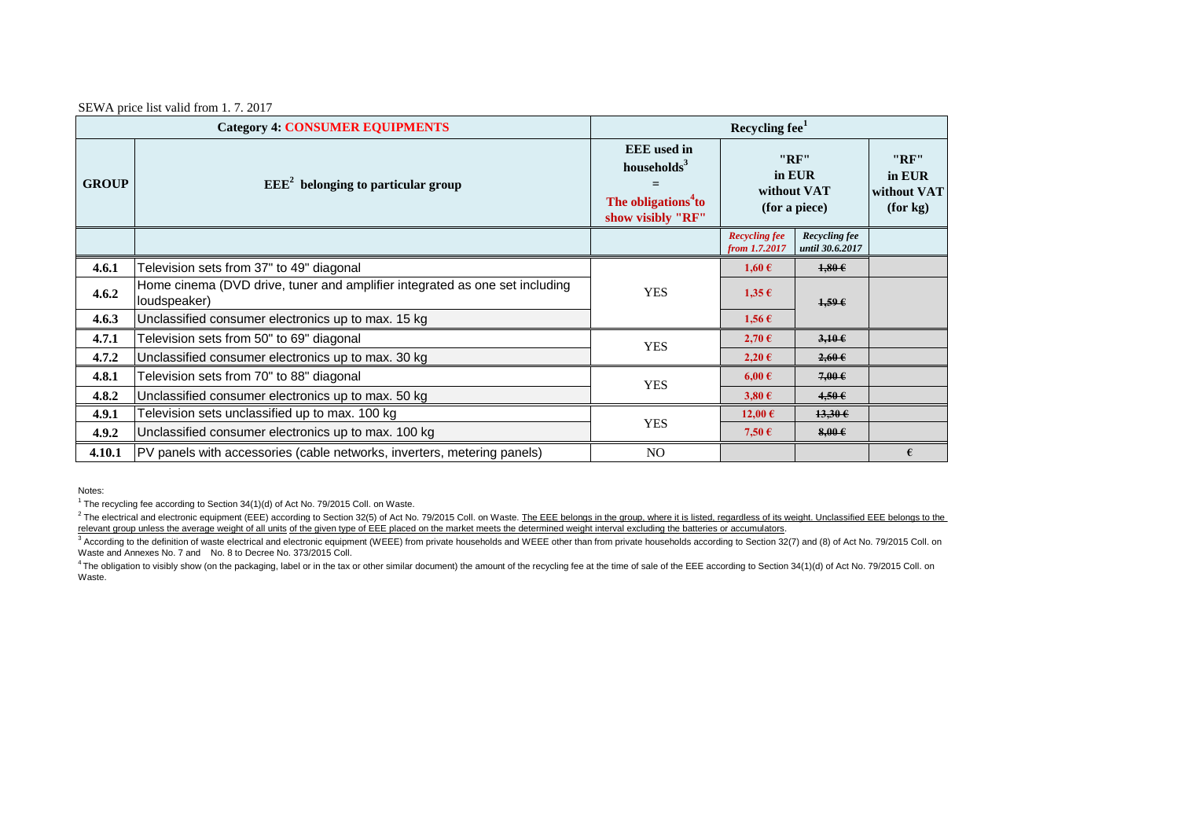SEWA price list valid from 1. 7. 2017

| Category 4: CONSUMER EQUIPMENTS | | Recycling fee[1] | | | |
|---|---|---|---|---|---|
| GROUP | EEE[2] belonging to particular group | EEE used in households[3] = The obligations[4] to show visibly "RF" | "RF" in EUR without VAT (for a piece) | | "RF" in EUR without VAT (for kg) |
| | | | *Recycling fee from 1.7.2017* | *Recycling fee until 30.6.2017* | |
| **4.6.1** | Television sets from 37" to 49" diagonal | YES | 1,60 € | ~~1,80 €~~ | |
| **4.6.2** | Home cinema (DVD drive, tuner and amplifier integrated as one set including loudspeaker) | | 1,35 € | ~~1,59 €~~ | |
| **4.6.3** | Unclassified consumer electronics up to max. 15 kg | | 1,56 € | | |
| **4.7.1** | Television sets from 50" to 69" diagonal | YES | 2,70 € | ~~3,10 €~~ | |
| **4.7.2** | Unclassified consumer electronics up to max. 30 kg | | 2,20 € | ~~2,60 €~~ | |
| **4.8.1** | Television sets from 70" to 88" diagonal | YES | 6,00 € | ~~7,00 €~~ | |
| **4.8.2** | Unclassified consumer electronics up to max. 50 kg | | 3,80 € | ~~4,50 €~~ | |
| **4.9.1** | Television sets unclassified up to max. 100 kg | YES | 12,00 € | ~~13,30 €~~ | |
| **4.9.2** | Unclassified consumer electronics up to max. 100 kg | | 7,50 € | ~~8,00 €~~ | |
| **4.10.1** | PV panels with accessories (cable networks, inverters, metering panels) | NO | | | € |

Notes:

[1] The recycling fee according to Section 34(1)(d) of Act No. 79/2015 Coll. on Waste.

[2] The electrical and electronic equipment (EEE) according to Section 32(5) of Act No. 79/2015 Coll. on Waste. The EEE belongs in the group, where it is listed, regardless of its weight. Unclassified EEE belongs to the relevant group unless the average weight of all units of the given type of EEE placed on the market meets the determined weight interval excluding the batteries or accumulators.

[3] According to the definition of waste electrical and electronic equipment (WEEE) from private households and WEEE other than from private households according to Section 32(7) and (8) of Act No. 79/2015 Coll. on Waste and Annexes No. 7 and No. 8 to Decree No. 373/2015 Coll.

[4] The obligation to visibly show (on the packaging, label or in the tax or other similar document) the amount of the recycling fee at the time of sale of the EEE according to Section 34(1)(d) of Act No. 79/2015 Coll. on Waste.